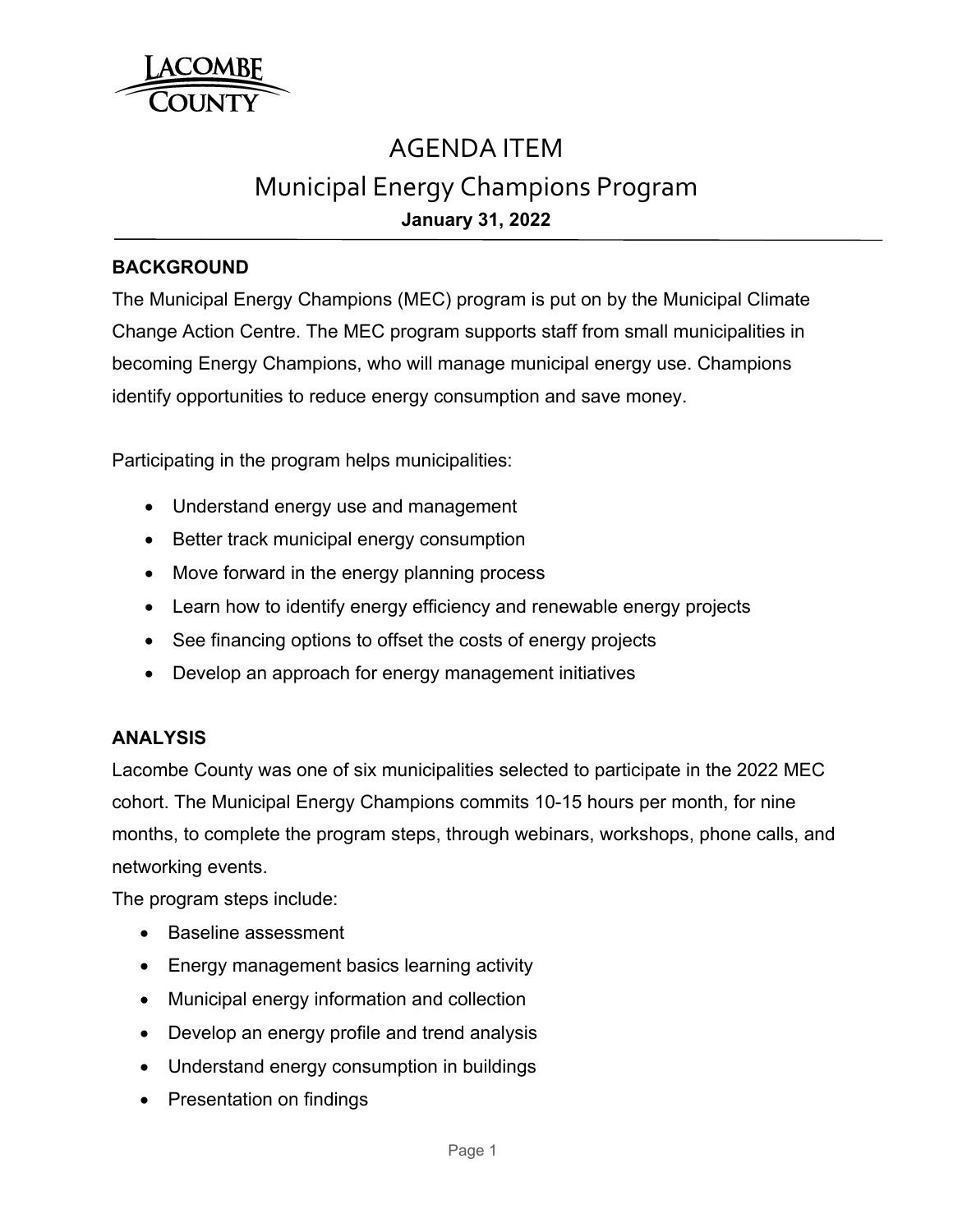LACOMBE COUNTY

# AGENDA ITEM

## Municipal Energy Champions Program

**January 31, 2022**

### BACKGROUND

The Municipal Energy Champions (MEC) program is put on by the Municipal Climate Change Action Centre. The MEC program supports staff from small municipalities in becoming Energy Champions, who will manage municipal energy use. Champions identify opportunities to reduce energy consumption and save money.

Participating in the program helps municipalities:

- Understand energy use and management
- Better track municipal energy consumption
- Move forward in the energy planning process
- Learn how to identify energy efficiency and renewable energy projects
- See financing options to offset the costs of energy projects
- Develop an approach for energy management initiatives

### ANALYSIS

Lacombe County was one of six municipalities selected to participate in the 2022 MEC cohort. The Municipal Energy Champions commits 10-15 hours per month, for nine months, to complete the program steps, through webinars, workshops, phone calls, and networking events.

The program steps include:

- Baseline assessment
- Energy management basics learning activity
- Municipal energy information and collection
- Develop an energy profile and trend analysis
- Understand energy consumption in buildings
- Presentation on findings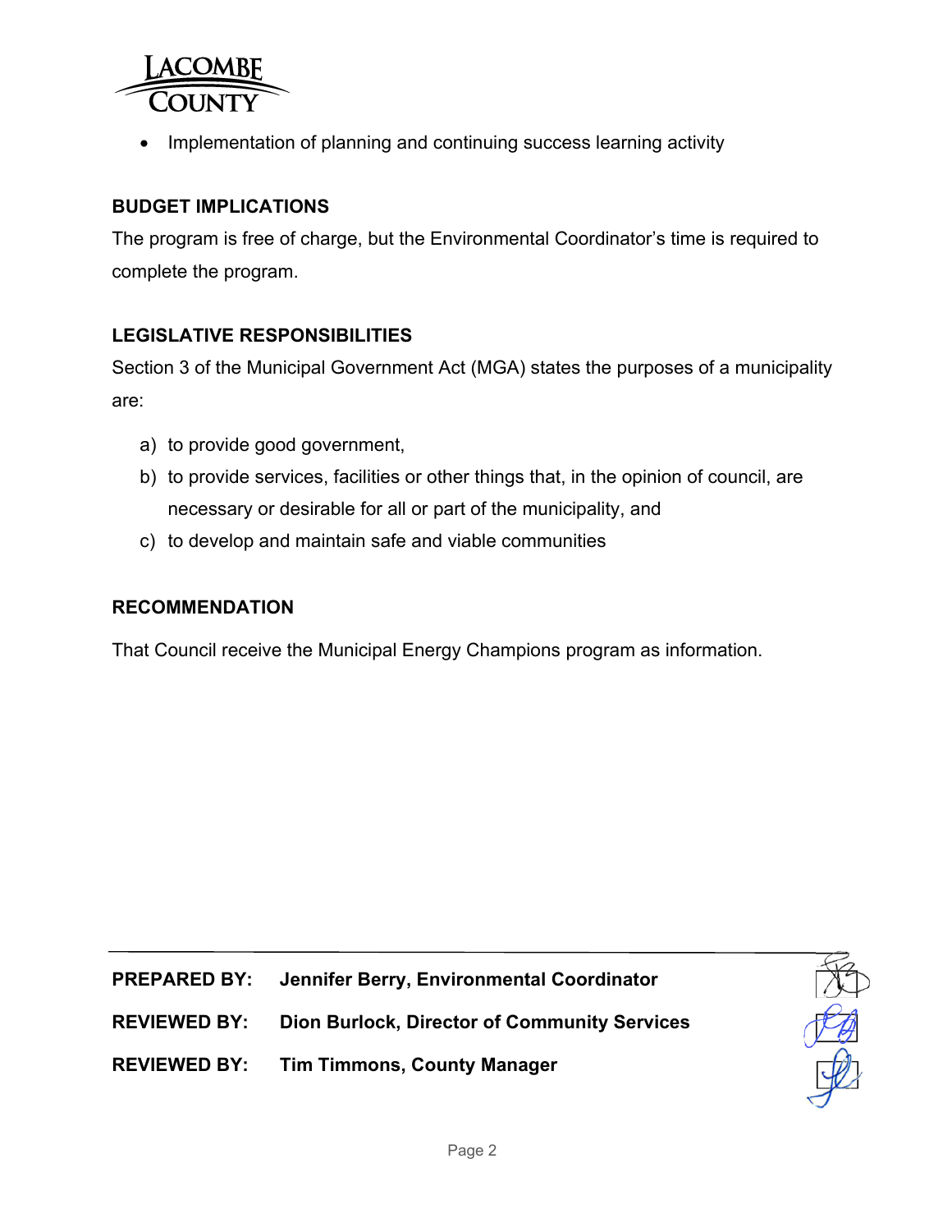- Implementation of planning and continuing success learning activity

**BUDGET IMPLICATIONS**

The program is free of charge, but the Environmental Coordinator's time is required to complete the program.

**LEGISLATIVE RESPONSIBILITIES**

Section 3 of the Municipal Government Act (MGA) states the purposes of a municipality are:

a) to provide good government,
b) to provide services, facilities or other things that, in the opinion of council, are necessary or desirable for all or part of the municipality, and
c) to develop and maintain safe and viable communities

**RECOMMENDATION**

That Council receive the Municipal Energy Champions program as information.

---

**PREPARED BY:** **Jennifer Berry, Environmental Coordinator**

**REVIEWED BY:** **Dion Burlock, Director of Community Services**

**REVIEWED BY:** **Tim Timmons, County Manager**